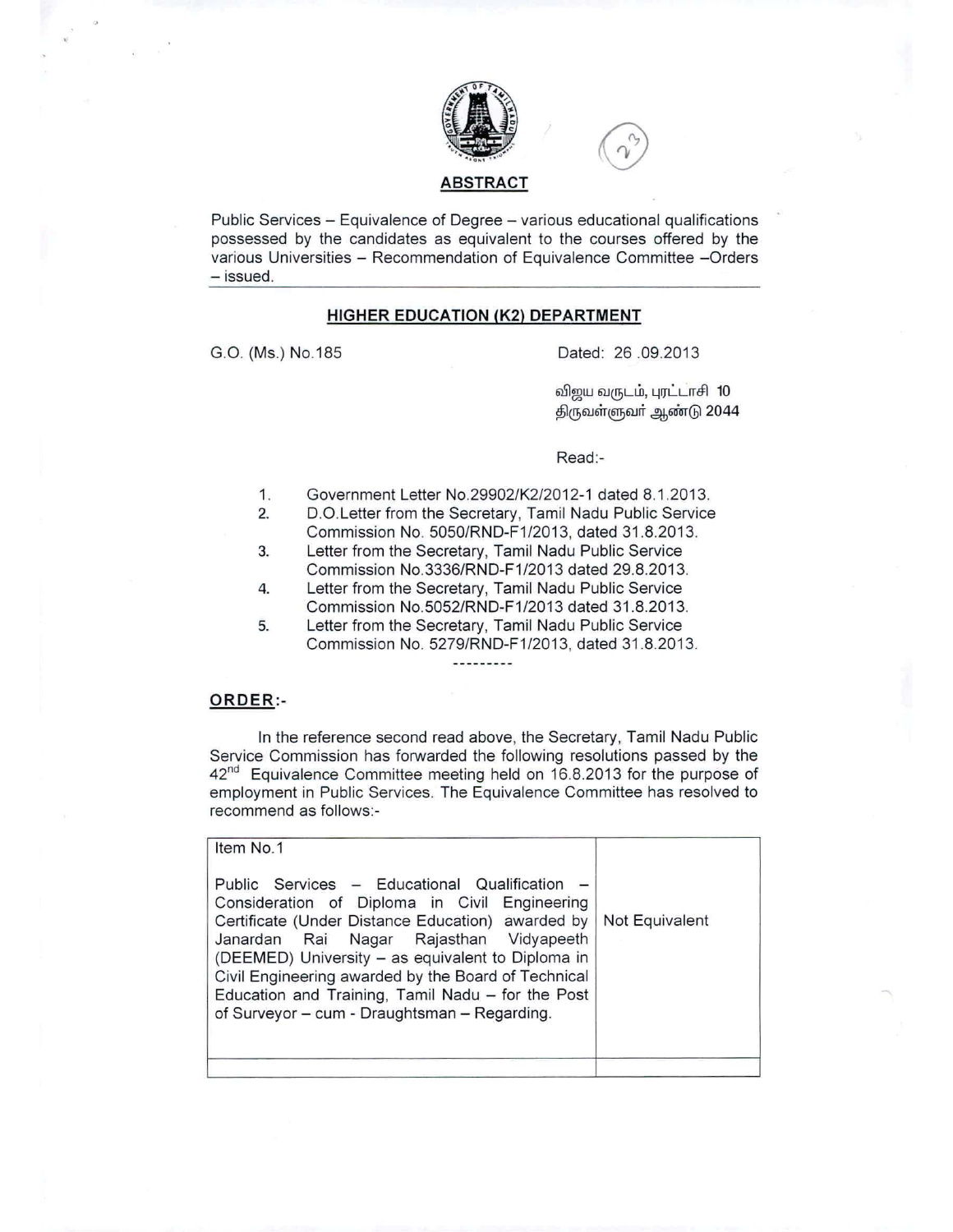## ABSTRACT

Public Services – Equivalence of Degree – various educational qualifications possessed by the candidates as equivalent to the courses offered by the various Universities – Recommendation of Equivalence Committee –Orders – issued.

---

### HIGHER EDUCATION (K2) DEPARTMENT

G.O. (Ms.) No.185 Dated: 26 .09.2013

விஜய வருடம், புரட்டாசி 10
திருவள்ளுவர் ஆண்டு 2044

Read:-

1. Government Letter No.29902/K2/2012-1 dated 8.1.2013.
2. D.O.Letter from the Secretary, Tamil Nadu Public Service Commission No. 5050/RND-F1/2013, dated 31.8.2013.
3. Letter from the Secretary, Tamil Nadu Public Service Commission No.3336/RND-F1/2013 dated 29.8.2013.
4. Letter from the Secretary, Tamil Nadu Public Service Commission No.5052/RND-F1/2013 dated 31.8.2013.
5. Letter from the Secretary, Tamil Nadu Public Service Commission No. 5279/RND-F1/2013, dated 31.8.2013.

---------

### ORDER:-

In the reference second read above, the Secretary, Tamil Nadu Public Service Commission has forwarded the following resolutions passed by the 42nd Equivalence Committee meeting held on 16.8.2013 for the purpose of employment in Public Services. The Equivalence Committee has resolved to recommend as follows:-

| Item No.1 | |
|---|---|
| Public Services – Educational Qualification – Consideration of Diploma in Civil Engineering Certificate (Under Distance Education) awarded by Janardan Rai Nagar Rajasthan Vidyapeeth (DEEMED) University – as equivalent to Diploma in Civil Engineering awarded by the Board of Technical Education and Training, Tamil Nadu – for the Post of Surveyor – cum - Draughtsman – Regarding. | Not Equivalent |
| | |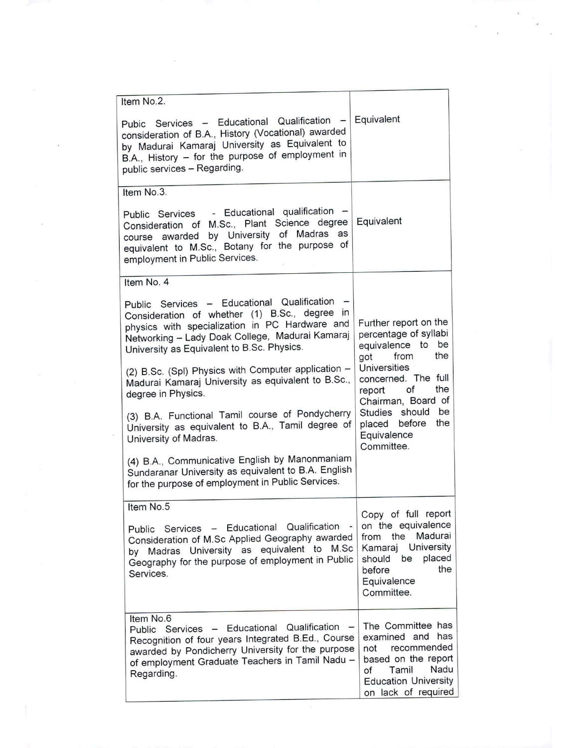| | |
|---|---|
| Item No.2.<br><br>Pubic Services – Educational Qualification – consideration of B.A., History (Vocational) awarded by Madurai Kamaraj University as Equivalent to B.A., History – for the purpose of employment in public services – Regarding. | Equivalent |
| Item No.3.<br><br>Public Services - Educational qualification – Consideration of M.Sc., Plant Science degree course awarded by University of Madras as equivalent to M.Sc., Botany for the purpose of employment in Public Services. | Equivalent |
| Item No. 4<br><br>Public Services – Educational Qualification – Consideration of whether (1) B.Sc., degree in physics with specialization in PC Hardware and Networking – Lady Doak College, Madurai Kamaraj University as Equivalent to B.Sc. Physics.<br><br>(2) B.Sc. (Spl) Physics with Computer application – Madurai Kamaraj University as equivalent to B.Sc., degree in Physics.<br><br>(3) B.A. Functional Tamil course of Pondycherry University as equivalent to B.A., Tamil degree of University of Madras.<br><br>(4) B.A., Communicative English by Manonmaniam Sundaranar University as equivalent to B.A. English for the purpose of employment in Public Services. | Further report on the percentage of syllabi equivalence to be got from the Universities concerned. The full report of the Chairman, Board of Studies should be placed before the Equivalence Committee. |
| Item No.5<br><br>Public Services – Educational Qualification - Consideration of M.Sc Applied Geography awarded by Madras University as equivalent to M.Sc Geography for the purpose of employment in Public Services. | Copy of full report on the equivalence from the Madurai Kamaraj University should be placed before the Equivalence Committee. |
| Item No.6<br>Public Services – Educational Qualification – Recognition of four years Integrated B.Ed., Course awarded by Pondicherry University for the purpose of employment Graduate Teachers in Tamil Nadu – Regarding. | The Committee has examined and has not recommended based on the report of Tamil Nadu Education University on lack of required |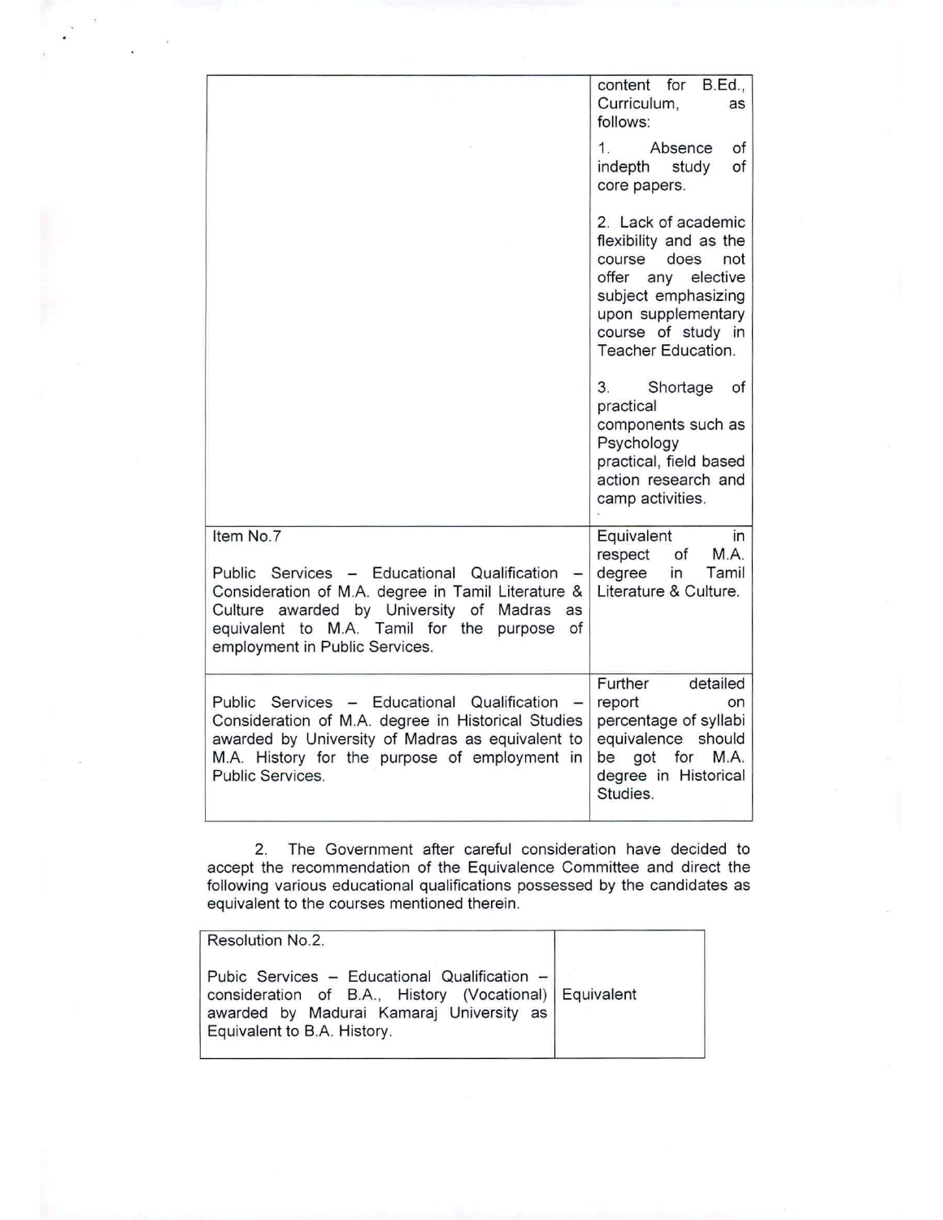| | |
|---|---|
| | content for B.Ed., Curriculum, as follows:<br><br>1. Absence of indepth study of core papers.<br><br>2. Lack of academic flexibility and as the course does not offer any elective subject emphasizing upon supplementary course of study in Teacher Education.<br><br>3. Shortage of practical components such as Psychology practical, field based action research and camp activities. |
| Item No.7<br><br>Public Services – Educational Qualification – Consideration of M.A. degree in Tamil Literature & Culture awarded by University of Madras as equivalent to M.A. Tamil for the purpose of employment in Public Services. | Equivalent in respect of M.A. degree in Tamil Literature & Culture. |
| Public Services – Educational Qualification – Consideration of M.A. degree in Historical Studies awarded by University of Madras as equivalent to M.A. History for the purpose of employment in Public Services. | Further detailed report on percentage of syllabi equivalence should be got for M.A. degree in Historical Studies. |

2. The Government after careful consideration have decided to accept the recommendation of the Equivalence Committee and direct the following various educational qualifications possessed by the candidates as equivalent to the courses mentioned therein.

| | |
|---|---|
| Resolution No.2.<br><br>Pubic Services – Educational Qualification – consideration of B.A., History (Vocational) awarded by Madurai Kamaraj University as Equivalent to B.A. History. | Equivalent |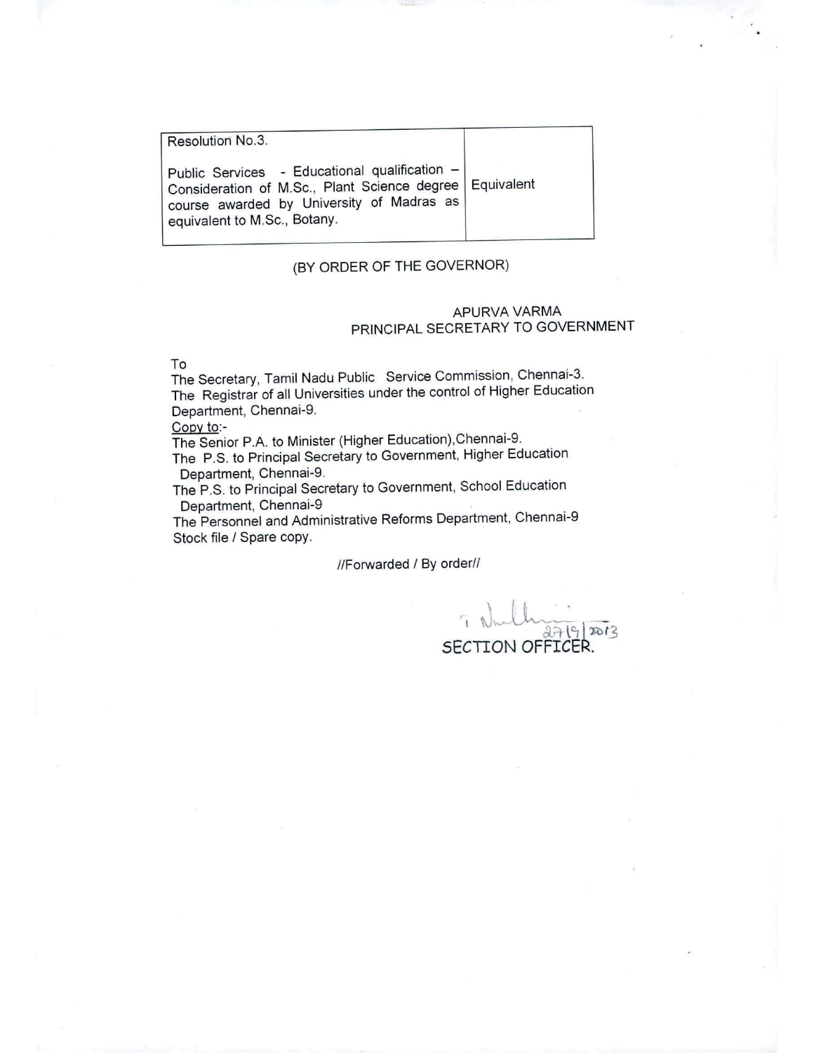| | |
|---|---|
| Resolution No.3.<br><br>Public Services - Educational qualification – Consideration of M.Sc., Plant Science degree course awarded by University of Madras as equivalent to M.Sc., Botany. | Equivalent |

(BY ORDER OF THE GOVERNOR)

APURVA VARMA
PRINCIPAL SECRETARY TO GOVERNMENT

To
The Secretary, Tamil Nadu Public Service Commission, Chennai-3.
The Registrar of all Universities under the control of Higher Education Department, Chennai-9.

Copy to:-
The Senior P.A. to Minister (Higher Education),Chennai-9.
The P.S. to Principal Secretary to Government, Higher Education Department, Chennai-9.
The P.S. to Principal Secretary to Government, School Education Department, Chennai-9
The Personnel and Administrative Reforms Department, Chennai-9
Stock file / Spare copy.

//Forwarded / By order//

27/9/2013
SECTION OFFICER.